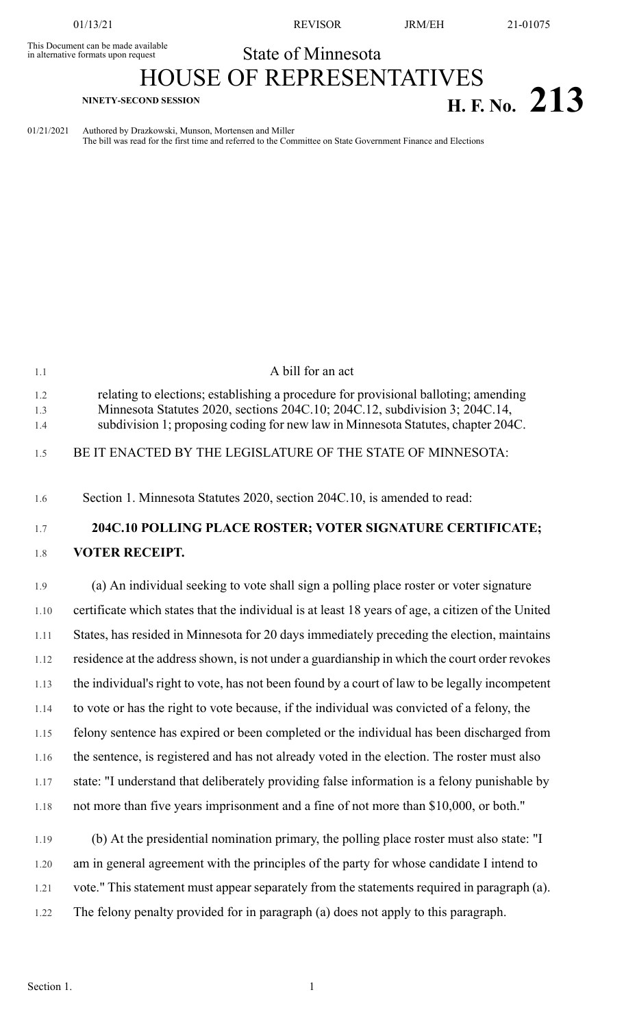This Document can be made available in alternative formats upon request

State of Minnesota

# HOUSE OF REPRESENTATIVES

**NINETY-SECOND SESSION**

# H. F. No. 213

01/21/2021 Authored by Drazkowski, Munson, Mortensen and Miller
The bill was read for the first time and referred to the Committee on State Government Finance and Elections

A bill for an act

relating to elections; establishing a procedure for provisional balloting; amending Minnesota Statutes 2020, sections 204C.10; 204C.12, subdivision 3; 204C.14, subdivision 1; proposing coding for new law in Minnesota Statutes, chapter 204C.

BE IT ENACTED BY THE LEGISLATURE OF THE STATE OF MINNESOTA:

Section 1. Minnesota Statutes 2020, section 204C.10, is amended to read:

**204C.10 POLLING PLACE ROSTER; VOTER SIGNATURE CERTIFICATE; VOTER RECEIPT.**

(a) An individual seeking to vote shall sign a polling place roster or voter signature certificate which states that the individual is at least 18 years of age, a citizen of the United States, has resided in Minnesota for 20 days immediately preceding the election, maintains residence at the address shown, is not under a guardianship in which the court order revokes the individual's right to vote, has not been found by a court of law to be legally incompetent to vote or has the right to vote because, if the individual was convicted of a felony, the felony sentence has expired or been completed or the individual has been discharged from the sentence, is registered and has not already voted in the election. The roster must also state: "I understand that deliberately providing false information is a felony punishable by not more than five years imprisonment and a fine of not more than $10,000, or both."

(b) At the presidential nomination primary, the polling place roster must also state: "I am in general agreement with the principles of the party for whose candidate I intend to vote." This statement must appear separately from the statements required in paragraph (a). The felony penalty provided for in paragraph (a) does not apply to this paragraph.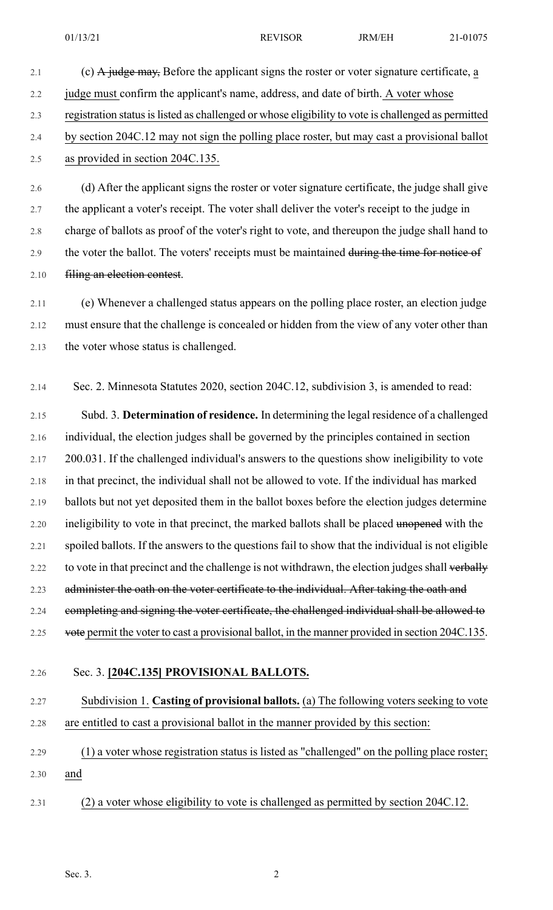(c) ~~A judge may,~~ Before the applicant signs the roster or voter signature certificate, a judge must confirm the applicant's name, address, and date of birth. A voter whose registration status is listed as challenged or whose eligibility to vote is challenged as permitted by section 204C.12 may not sign the polling place roster, but may cast a provisional ballot as provided in section 204C.135.

(d) After the applicant signs the roster or voter signature certificate, the judge shall give the applicant a voter's receipt. The voter shall deliver the voter's receipt to the judge in charge of ballots as proof of the voter's right to vote, and thereupon the judge shall hand to the voter the ballot. The voters' receipts must be maintained ~~during the time for notice of filing an election contest~~.

(e) Whenever a challenged status appears on the polling place roster, an election judge must ensure that the challenge is concealed or hidden from the view of any voter other than the voter whose status is challenged.

Sec. 2. Minnesota Statutes 2020, section 204C.12, subdivision 3, is amended to read:

Subd. 3. **Determination of residence.** In determining the legal residence of a challenged individual, the election judges shall be governed by the principles contained in section 200.031. If the challenged individual's answers to the questions show ineligibility to vote in that precinct, the individual shall not be allowed to vote. If the individual has marked ballots but not yet deposited them in the ballot boxes before the election judges determine ineligibility to vote in that precinct, the marked ballots shall be placed ~~unopened~~ with the spoiled ballots. If the answers to the questions fail to show that the individual is not eligible to vote in that precinct and the challenge is not withdrawn, the election judges shall ~~verbally administer the oath on the voter certificate to the individual. After taking the oath and completing and signing the voter certificate, the challenged individual shall be allowed to vote~~ permit the voter to cast a provisional ballot, in the manner provided in section 204C.135.

Sec. 3. **[204C.135] PROVISIONAL BALLOTS.**

Subdivision 1. **Casting of provisional ballots.** (a) The following voters seeking to vote are entitled to cast a provisional ballot in the manner provided by this section:

(1) a voter whose registration status is listed as "challenged" on the polling place roster; and

(2) a voter whose eligibility to vote is challenged as permitted by section 204C.12.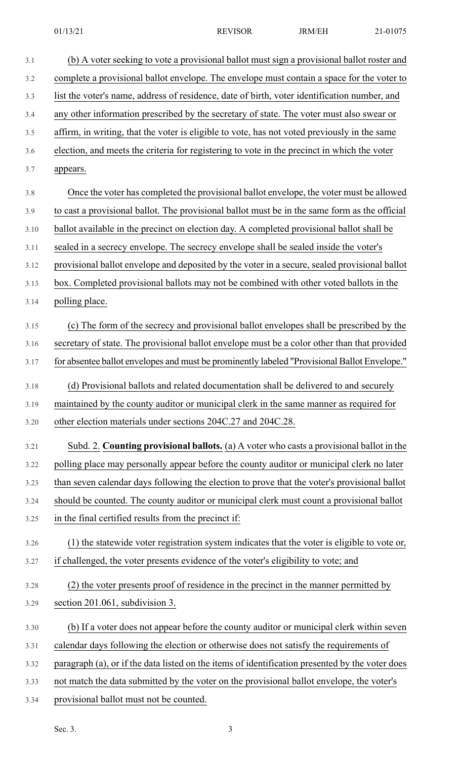(b) A voter seeking to vote a provisional ballot must sign a provisional ballot roster and complete a provisional ballot envelope. The envelope must contain a space for the voter to list the voter's name, address of residence, date of birth, voter identification number, and any other information prescribed by the secretary of state. The voter must also swear or affirm, in writing, that the voter is eligible to vote, has not voted previously in the same election, and meets the criteria for registering to vote in the precinct in which the voter appears.

Once the voter has completed the provisional ballot envelope, the voter must be allowed to cast a provisional ballot. The provisional ballot must be in the same form as the official ballot available in the precinct on election day. A completed provisional ballot shall be sealed in a secrecy envelope. The secrecy envelope shall be sealed inside the voter's provisional ballot envelope and deposited by the voter in a secure, sealed provisional ballot box. Completed provisional ballots may not be combined with other voted ballots in the polling place.

(c) The form of the secrecy and provisional ballot envelopes shall be prescribed by the secretary of state. The provisional ballot envelope must be a color other than that provided for absentee ballot envelopes and must be prominently labeled "Provisional Ballot Envelope."

(d) Provisional ballots and related documentation shall be delivered to and securely maintained by the county auditor or municipal clerk in the same manner as required for other election materials under sections 204C.27 and 204C.28.

Subd. 2. **Counting provisional ballots.** (a) A voter who casts a provisional ballot in the polling place may personally appear before the county auditor or municipal clerk no later than seven calendar days following the election to prove that the voter's provisional ballot should be counted. The county auditor or municipal clerk must count a provisional ballot in the final certified results from the precinct if:

(1) the statewide voter registration system indicates that the voter is eligible to vote or, if challenged, the voter presents evidence of the voter's eligibility to vote; and

(2) the voter presents proof of residence in the precinct in the manner permitted by section 201.061, subdivision 3.

(b) If a voter does not appear before the county auditor or municipal clerk within seven calendar days following the election or otherwise does not satisfy the requirements of paragraph (a), or if the data listed on the items of identification presented by the voter does not match the data submitted by the voter on the provisional ballot envelope, the voter's provisional ballot must not be counted.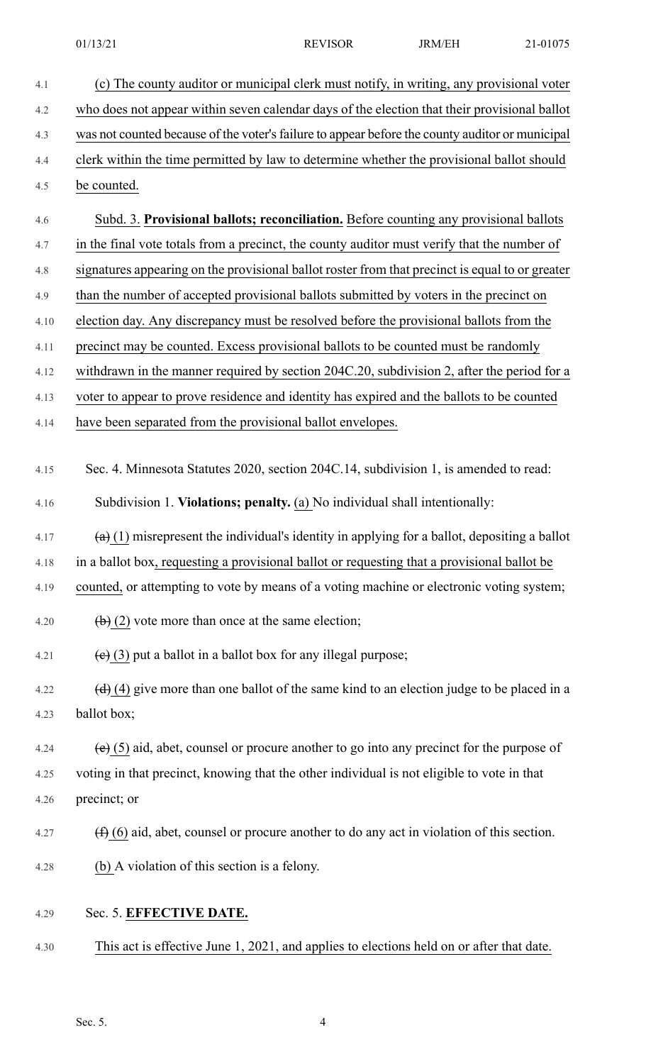(c) The county auditor or municipal clerk must notify, in writing, any provisional voter who does not appear within seven calendar days of the election that their provisional ballot was not counted because of the voter's failure to appear before the county auditor or municipal clerk within the time permitted by law to determine whether the provisional ballot should be counted.

Subd. 3. **Provisional ballots; reconciliation.** Before counting any provisional ballots in the final vote totals from a precinct, the county auditor must verify that the number of signatures appearing on the provisional ballot roster from that precinct is equal to or greater than the number of accepted provisional ballots submitted by voters in the precinct on election day. Any discrepancy must be resolved before the provisional ballots from the precinct may be counted. Excess provisional ballots to be counted must be randomly withdrawn in the manner required by section 204C.20, subdivision 2, after the period for a voter to appear to prove residence and identity has expired and the ballots to be counted have been separated from the provisional ballot envelopes.

Sec. 4. Minnesota Statutes 2020, section 204C.14, subdivision 1, is amended to read:

Subdivision 1. **Violations; penalty.** (a) No individual shall intentionally:

~~(a)~~ (1) misrepresent the individual's identity in applying for a ballot, depositing a ballot in a ballot box, requesting a provisional ballot or requesting that a provisional ballot be counted, or attempting to vote by means of a voting machine or electronic voting system;

~~(b)~~ (2) vote more than once at the same election;

~~(c)~~ (3) put a ballot in a ballot box for any illegal purpose;

~~(d)~~ (4) give more than one ballot of the same kind to an election judge to be placed in a ballot box;

~~(e)~~ (5) aid, abet, counsel or procure another to go into any precinct for the purpose of voting in that precinct, knowing that the other individual is not eligible to vote in that precinct; or

~~(f)~~ (6) aid, abet, counsel or procure another to do any act in violation of this section.

(b) A violation of this section is a felony.

Sec. 5. **EFFECTIVE DATE.**

This act is effective June 1, 2021, and applies to elections held on or after that date.